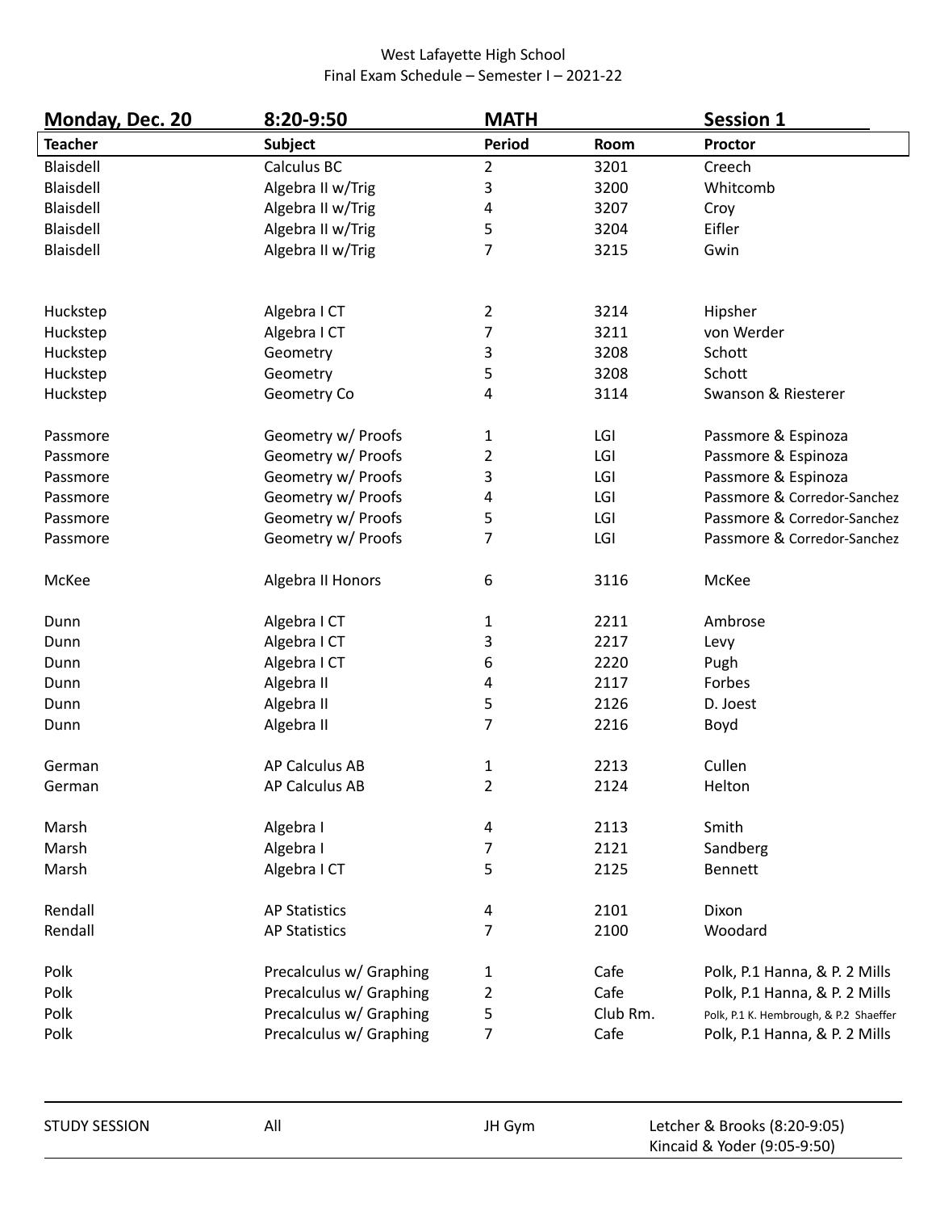West Lafayette High School
Final Exam Schedule – Semester I – 2021-22

| **Monday, Dec. 20** | **8:20-9:50** | **MATH** | | **Session 1** |
|---|---|---|---|---|
| **Teacher** | **Subject** | **Period** | **Room** | **Proctor** |
| Blaisdell | Calculus BC | 2 | 3201 | Creech |
| Blaisdell | Algebra II w/Trig | 3 | 3200 | Whitcomb |
| Blaisdell | Algebra II w/Trig | 4 | 3207 | Croy |
| Blaisdell | Algebra II w/Trig | 5 | 3204 | Eifler |
| Blaisdell | Algebra II w/Trig | 7 | 3215 | Gwin |
| | | | | |
| Huckstep | Algebra I CT | 2 | 3214 | Hipsher |
| Huckstep | Algebra I CT | 7 | 3211 | von Werder |
| Huckstep | Geometry | 3 | 3208 | Schott |
| Huckstep | Geometry | 5 | 3208 | Schott |
| Huckstep | Geometry Co | 4 | 3114 | Swanson & Riesterer |
| | | | | |
| Passmore | Geometry w/ Proofs | 1 | LGI | Passmore & Espinoza |
| Passmore | Geometry w/ Proofs | 2 | LGI | Passmore & Espinoza |
| Passmore | Geometry w/ Proofs | 3 | LGI | Passmore & Espinoza |
| Passmore | Geometry w/ Proofs | 4 | LGI | Passmore & Corredor-Sanchez |
| Passmore | Geometry w/ Proofs | 5 | LGI | Passmore & Corredor-Sanchez |
| Passmore | Geometry w/ Proofs | 7 | LGI | Passmore & Corredor-Sanchez |
| | | | | |
| McKee | Algebra II Honors | 6 | 3116 | McKee |
| | | | | |
| Dunn | Algebra I CT | 1 | 2211 | Ambrose |
| Dunn | Algebra I CT | 3 | 2217 | Levy |
| Dunn | Algebra I CT | 6 | 2220 | Pugh |
| Dunn | Algebra II | 4 | 2117 | Forbes |
| Dunn | Algebra II | 5 | 2126 | D. Joest |
| Dunn | Algebra II | 7 | 2216 | Boyd |
| | | | | |
| German | AP Calculus AB | 1 | 2213 | Cullen |
| German | AP Calculus AB | 2 | 2124 | Helton |
| | | | | |
| Marsh | Algebra I | 4 | 2113 | Smith |
| Marsh | Algebra I | 7 | 2121 | Sandberg |
| Marsh | Algebra I CT | 5 | 2125 | Bennett |
| | | | | |
| Rendall | AP Statistics | 4 | 2101 | Dixon |
| Rendall | AP Statistics | 7 | 2100 | Woodard |
| | | | | |
| Polk | Precalculus w/ Graphing | 1 | Cafe | Polk, P.1 Hanna, & P. 2 Mills |
| Polk | Precalculus w/ Graphing | 2 | Cafe | Polk, P.1 Hanna, & P. 2 Mills |
| Polk | Precalculus w/ Graphing | 5 | Club Rm. | Polk, P.1 K. Hembrough, & P.2 Shaeffer |
| Polk | Precalculus w/ Graphing | 7 | Cafe | Polk, P.1 Hanna, & P. 2 Mills |

| STUDY SESSION | All | JH Gym | Letcher & Brooks (8:20-9:05)<br>Kincaid & Yoder (9:05-9:50) |
|---|---|---|---|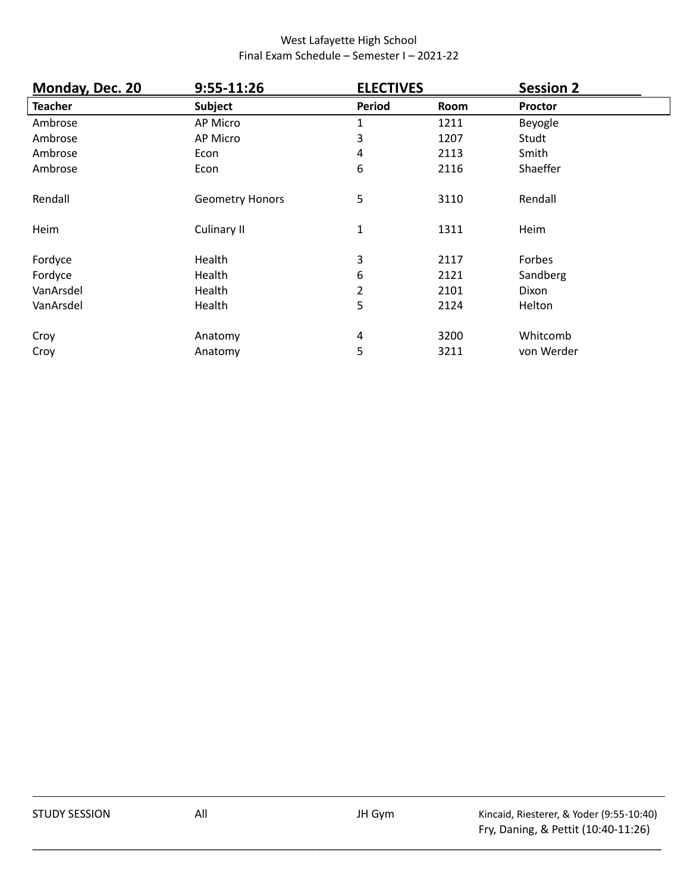West Lafayette High School
Final Exam Schedule – Semester I – 2021-22

**Monday, Dec. 20 | 9:55-11:26 | ELECTIVES | Session 2**

| Teacher | Subject | Period | Room | Proctor |
|---|---|---|---|---|
| Ambrose | AP Micro | 1 | 1211 | Beyogle |
| Ambrose | AP Micro | 3 | 1207 | Studt |
| Ambrose | Econ | 4 | 2113 | Smith |
| Ambrose | Econ | 6 | 2116 | Shaeffer |
| Rendall | Geometry Honors | 5 | 3110 | Rendall |
| Heim | Culinary II | 1 | 1311 | Heim |
| Fordyce | Health | 3 | 2117 | Forbes |
| Fordyce | Health | 6 | 2121 | Sandberg |
| VanArsdel | Health | 2 | 2101 | Dixon |
| VanArsdel | Health | 5 | 2124 | Helton |
| Croy | Anatomy | 4 | 3200 | Whitcomb |
| Croy | Anatomy | 5 | 3211 | von Werder |

| | | | |
|---|---|---|---|
| STUDY SESSION | All | JH Gym | Kincaid, Riesterer, & Yoder (9:55-10:40)<br>Fry, Daning, & Pettit (10:40-11:26) |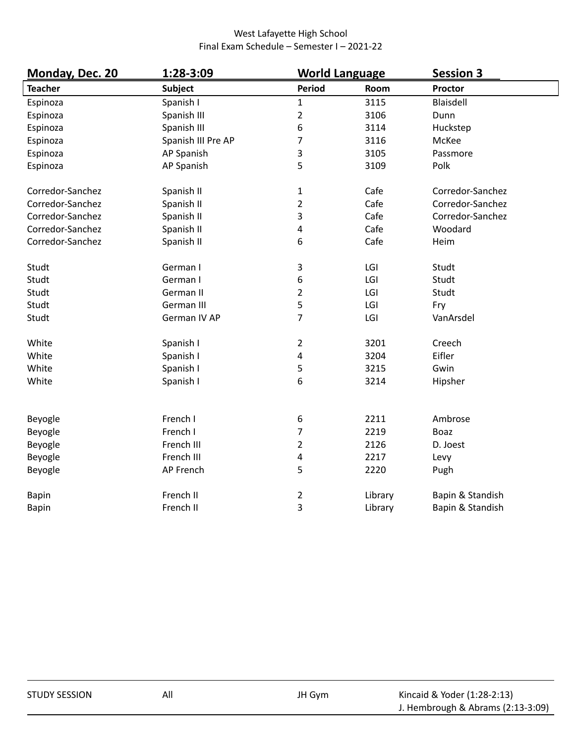West Lafayette High School
Final Exam Schedule – Semester I – 2021-22

**Monday, Dec. 20** | **1:28-3:09** | **World Language** | **Session 3**

| Teacher | Subject | Period | Room | Proctor |
|---|---|---|---|---|
| Espinoza | Spanish I | 1 | 3115 | Blaisdell |
| Espinoza | Spanish III | 2 | 3106 | Dunn |
| Espinoza | Spanish III | 6 | 3114 | Huckstep |
| Espinoza | Spanish III Pre AP | 7 | 3116 | McKee |
| Espinoza | AP Spanish | 3 | 3105 | Passmore |
| Espinoza | AP Spanish | 5 | 3109 | Polk |
| | | | | |
| Corredor-Sanchez | Spanish II | 1 | Cafe | Corredor-Sanchez |
| Corredor-Sanchez | Spanish II | 2 | Cafe | Corredor-Sanchez |
| Corredor-Sanchez | Spanish II | 3 | Cafe | Corredor-Sanchez |
| Corredor-Sanchez | Spanish II | 4 | Cafe | Woodard |
| Corredor-Sanchez | Spanish II | 6 | Cafe | Heim |
| | | | | |
| Studt | German I | 3 | LGI | Studt |
| Studt | German I | 6 | LGI | Studt |
| Studt | German II | 2 | LGI | Studt |
| Studt | German III | 5 | LGI | Fry |
| Studt | German IV AP | 7 | LGI | VanArsdel |
| | | | | |
| White | Spanish I | 2 | 3201 | Creech |
| White | Spanish I | 4 | 3204 | Eifler |
| White | Spanish I | 5 | 3215 | Gwin |
| White | Spanish I | 6 | 3214 | Hipsher |
| | | | | |
| Beyogle | French I | 6 | 2211 | Ambrose |
| Beyogle | French I | 7 | 2219 | Boaz |
| Beyogle | French III | 2 | 2126 | D. Joest |
| Beyogle | French III | 4 | 2217 | Levy |
| Beyogle | AP French | 5 | 2220 | Pugh |
| | | | | |
| Bapin | French II | 2 | Library | Bapin & Standish |
| Bapin | French II | 3 | Library | Bapin & Standish |

| | | | |
|---|---|---|---|
| STUDY SESSION | All | JH Gym | Kincaid & Yoder (1:28-2:13)<br>J. Hembrough & Abrams (2:13-3:09) |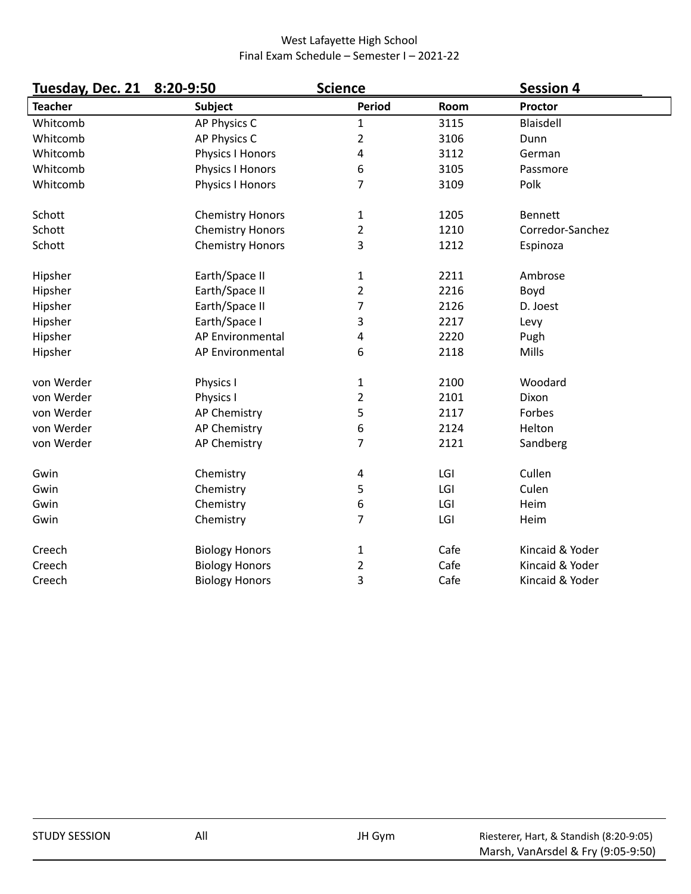West Lafayette High School
Final Exam Schedule – Semester I – 2021-22

**Tuesday, Dec. 21 8:20-9:50** **Science** **Session 4**

| Teacher | Subject | Period | Room | Proctor |
|---|---|---|---|---|
| Whitcomb | AP Physics C | 1 | 3115 | Blaisdell |
| Whitcomb | AP Physics C | 2 | 3106 | Dunn |
| Whitcomb | Physics I Honors | 4 | 3112 | German |
| Whitcomb | Physics I Honors | 6 | 3105 | Passmore |
| Whitcomb | Physics I Honors | 7 | 3109 | Polk |
| | | | | |
| Schott | Chemistry Honors | 1 | 1205 | Bennett |
| Schott | Chemistry Honors | 2 | 1210 | Corredor-Sanchez |
| Schott | Chemistry Honors | 3 | 1212 | Espinoza |
| | | | | |
| Hipsher | Earth/Space II | 1 | 2211 | Ambrose |
| Hipsher | Earth/Space II | 2 | 2216 | Boyd |
| Hipsher | Earth/Space II | 7 | 2126 | D. Joest |
| Hipsher | Earth/Space I | 3 | 2217 | Levy |
| Hipsher | AP Environmental | 4 | 2220 | Pugh |
| Hipsher | AP Environmental | 6 | 2118 | Mills |
| | | | | |
| von Werder | Physics I | 1 | 2100 | Woodard |
| von Werder | Physics I | 2 | 2101 | Dixon |
| von Werder | AP Chemistry | 5 | 2117 | Forbes |
| von Werder | AP Chemistry | 6 | 2124 | Helton |
| von Werder | AP Chemistry | 7 | 2121 | Sandberg |
| | | | | |
| Gwin | Chemistry | 4 | LGI | Cullen |
| Gwin | Chemistry | 5 | LGI | Culen |
| Gwin | Chemistry | 6 | LGI | Heim |
| Gwin | Chemistry | 7 | LGI | Heim |
| | | | | |
| Creech | Biology Honors | 1 | Cafe | Kincaid & Yoder |
| Creech | Biology Honors | 2 | Cafe | Kincaid & Yoder |
| Creech | Biology Honors | 3 | Cafe | Kincaid & Yoder |

| | | | |
|---|---|---|---|
| STUDY SESSION | All | JH Gym | Riesterer, Hart, & Standish (8:20-9:05)<br>Marsh, VanArsdel & Fry (9:05-9:50) |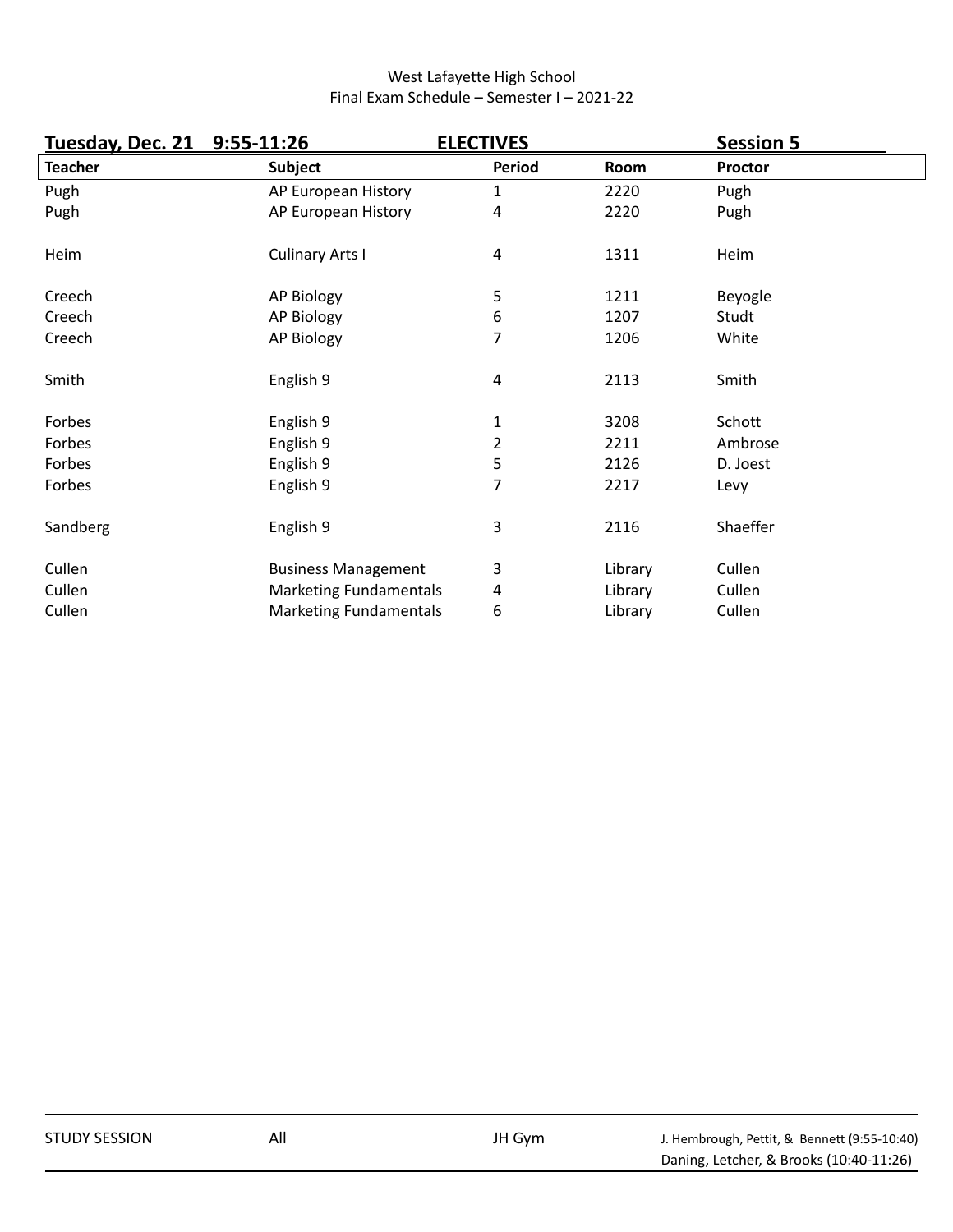West Lafayette High School
Final Exam Schedule – Semester I – 2021-22

**Tuesday, Dec. 21 9:55-11:26 ELECTIVES Session 5**

| Teacher | Subject | Period | Room | Proctor |
|---|---|---|---|---|
| Pugh | AP European History | 1 | 2220 | Pugh |
| Pugh | AP European History | 4 | 2220 | Pugh |
| Heim | Culinary Arts I | 4 | 1311 | Heim |
| Creech | AP Biology | 5 | 1211 | Beyogle |
| Creech | AP Biology | 6 | 1207 | Studt |
| Creech | AP Biology | 7 | 1206 | White |
| Smith | English 9 | 4 | 2113 | Smith |
| Forbes | English 9 | 1 | 3208 | Schott |
| Forbes | English 9 | 2 | 2211 | Ambrose |
| Forbes | English 9 | 5 | 2126 | D. Joest |
| Forbes | English 9 | 7 | 2217 | Levy |
| Sandberg | English 9 | 3 | 2116 | Shaeffer |
| Cullen | Business Management | 3 | Library | Cullen |
| Cullen | Marketing Fundamentals | 4 | Library | Cullen |
| Cullen | Marketing Fundamentals | 6 | Library | Cullen |

| | | | |
|---|---|---|---|
| STUDY SESSION | All | JH Gym | J. Hembrough, Pettit, & Bennett (9:55-10:40)<br>Daning, Letcher, & Brooks (10:40-11:26) |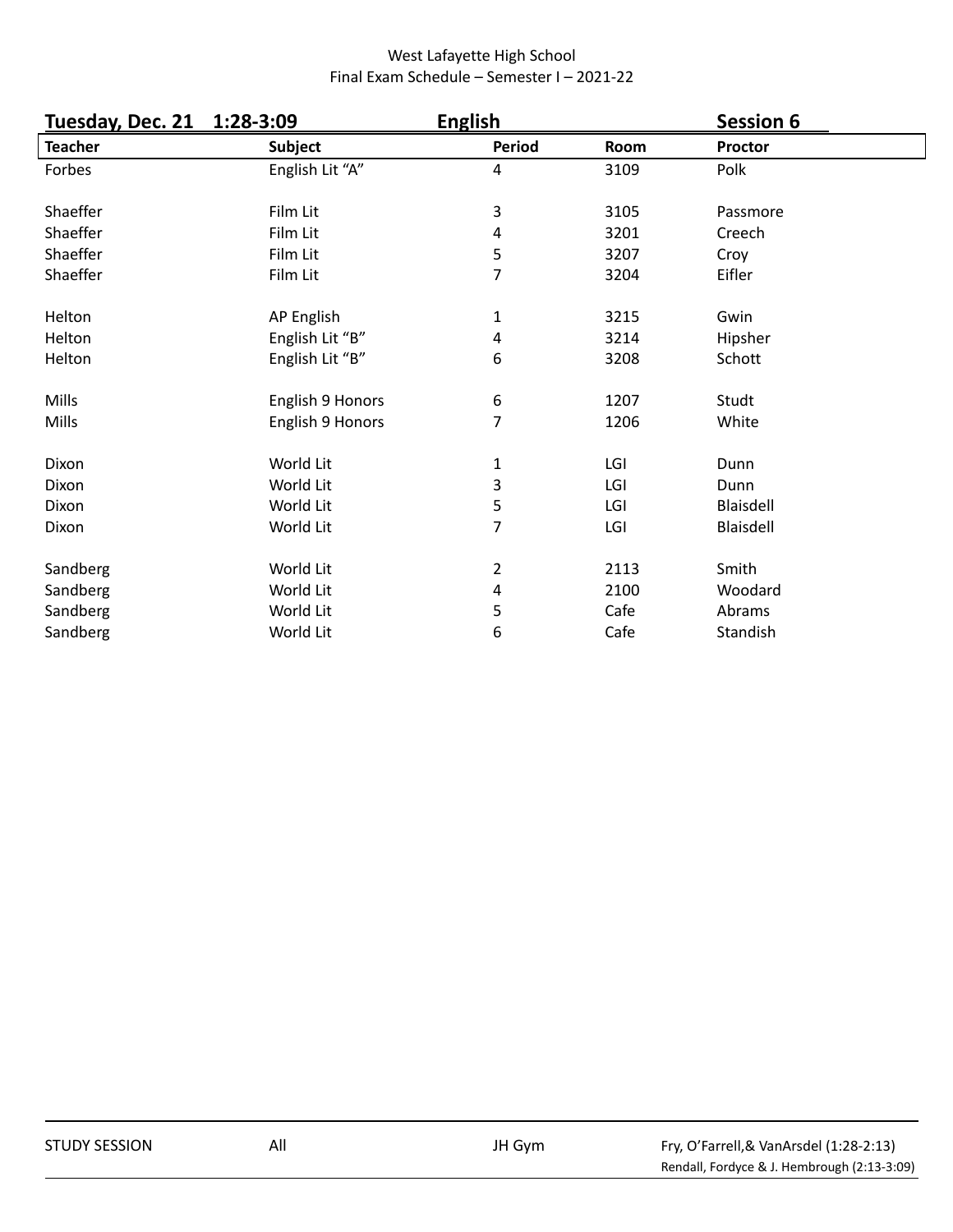West Lafayette High School
Final Exam Schedule – Semester I – 2021-22

**Tuesday, Dec. 21 1:28-3:09 English Session 6**

| Teacher | Subject | Period | Room | Proctor |
|---|---|---|---|---|
| Forbes | English Lit "A" | 4 | 3109 | Polk |
| Shaeffer | Film Lit | 3 | 3105 | Passmore |
| Shaeffer | Film Lit | 4 | 3201 | Creech |
| Shaeffer | Film Lit | 5 | 3207 | Croy |
| Shaeffer | Film Lit | 7 | 3204 | Eifler |
| Helton | AP English | 1 | 3215 | Gwin |
| Helton | English Lit "B" | 4 | 3214 | Hipsher |
| Helton | English Lit "B" | 6 | 3208 | Schott |
| Mills | English 9 Honors | 6 | 1207 | Studt |
| Mills | English 9 Honors | 7 | 1206 | White |
| Dixon | World Lit | 1 | LGI | Dunn |
| Dixon | World Lit | 3 | LGI | Dunn |
| Dixon | World Lit | 5 | LGI | Blaisdell |
| Dixon | World Lit | 7 | LGI | Blaisdell |
| Sandberg | World Lit | 2 | 2113 | Smith |
| Sandberg | World Lit | 4 | 2100 | Woodard |
| Sandberg | World Lit | 5 | Cafe | Abrams |
| Sandberg | World Lit | 6 | Cafe | Standish |

| | | | |
|---|---|---|---|
| STUDY SESSION | All | JH Gym | Fry, O'Farrell,& VanArsdel (1:28-2:13)<br>Rendall, Fordyce & J. Hembrough (2:13-3:09) |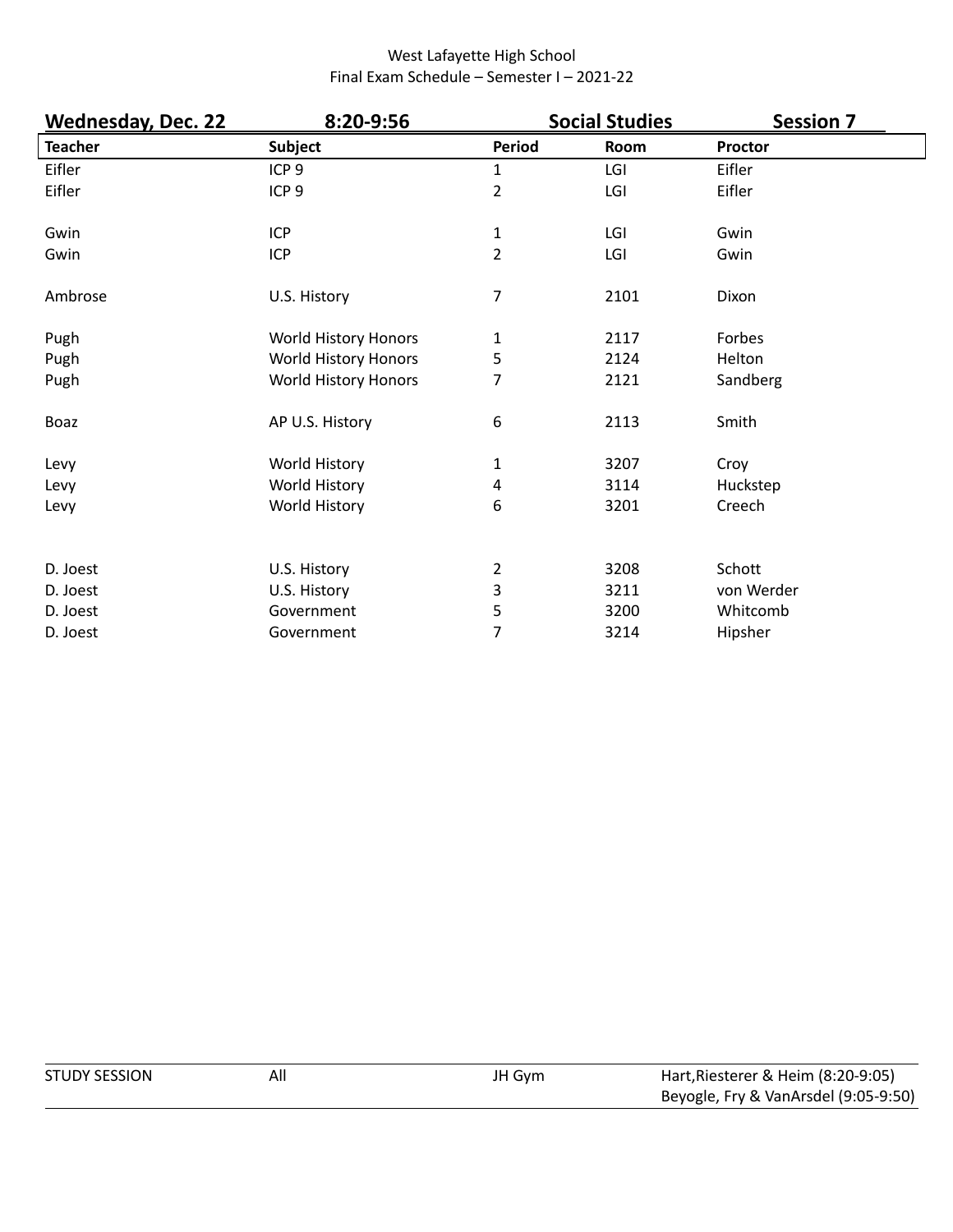West Lafayette High School
Final Exam Schedule – Semester I – 2021-22

**Wednesday, Dec. 22** | **8:20-9:56** | **Social Studies** | **Session 7**

| Teacher | Subject | Period | Room | Proctor |
|---|---|---|---|---|
| Eifler | ICP 9 | 1 | LGI | Eifler |
| Eifler | ICP 9 | 2 | LGI | Eifler |
| | | | | |
| Gwin | ICP | 1 | LGI | Gwin |
| Gwin | ICP | 2 | LGI | Gwin |
| | | | | |
| Ambrose | U.S. History | 7 | 2101 | Dixon |
| | | | | |
| Pugh | World History Honors | 1 | 2117 | Forbes |
| Pugh | World History Honors | 5 | 2124 | Helton |
| Pugh | World History Honors | 7 | 2121 | Sandberg |
| | | | | |
| Boaz | AP U.S. History | 6 | 2113 | Smith |
| | | | | |
| Levy | World History | 1 | 3207 | Croy |
| Levy | World History | 4 | 3114 | Huckstep |
| Levy | World History | 6 | 3201 | Creech |
| | | | | |
| D. Joest | U.S. History | 2 | 3208 | Schott |
| D. Joest | U.S. History | 3 | 3211 | von Werder |
| D. Joest | Government | 5 | 3200 | Whitcomb |
| D. Joest | Government | 7 | 3214 | Hipsher |

| | | | |
|---|---|---|---|
| STUDY SESSION | All | JH Gym | Hart,Riesterer & Heim (8:20-9:05)<br>Beyogle, Fry & VanArsdel (9:05-9:50) |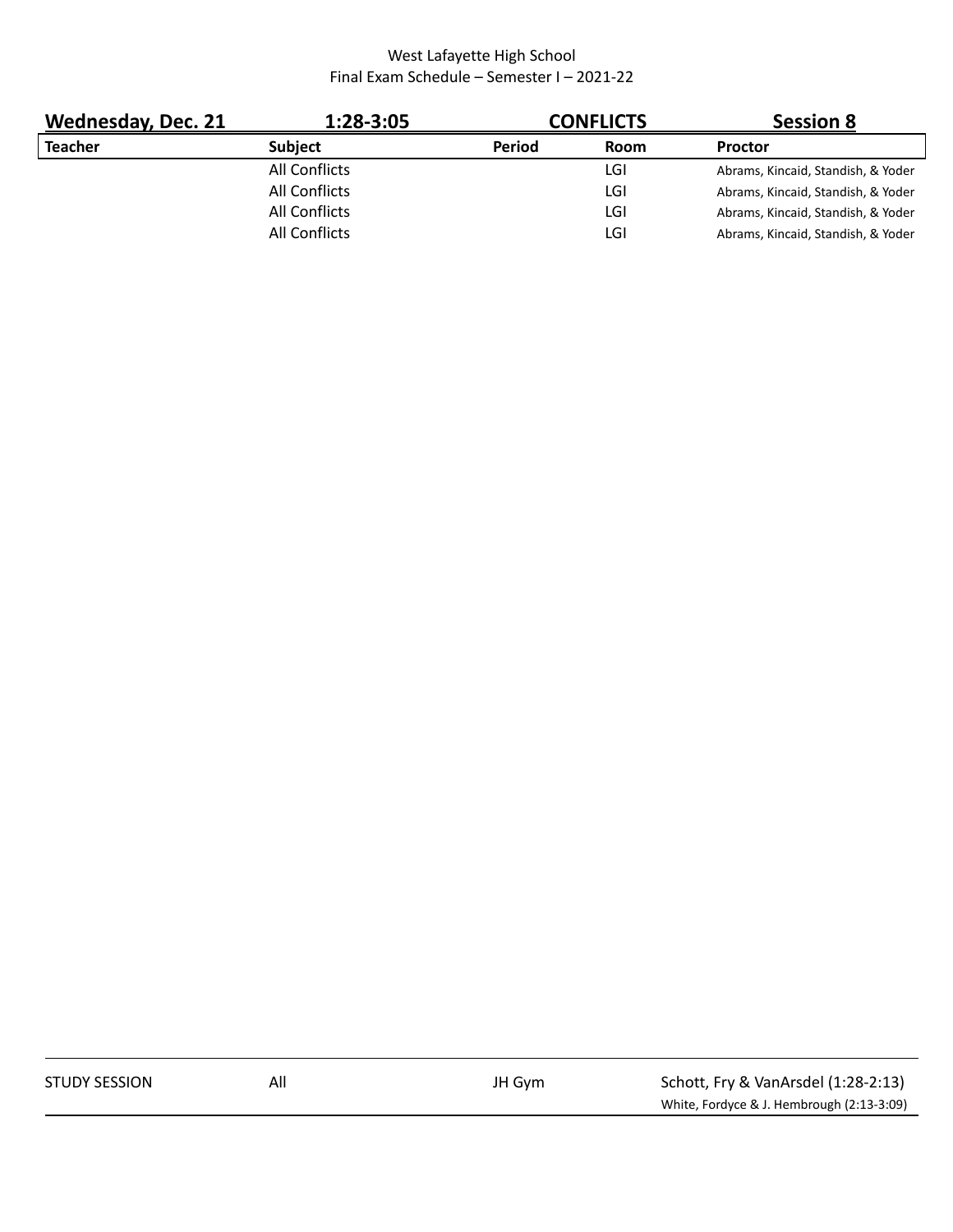West Lafayette High School
Final Exam Schedule – Semester I – 2021-22

**Wednesday, Dec. 21** **1:28-3:05** **CONFLICTS** **Session 8**

| Teacher | Subject | Period | Room | Proctor |
|---|---|---|---|---|
| | All Conflicts | | LGI | Abrams, Kincaid, Standish, & Yoder |
| | All Conflicts | | LGI | Abrams, Kincaid, Standish, & Yoder |
| | All Conflicts | | LGI | Abrams, Kincaid, Standish, & Yoder |
| | All Conflicts | | LGI | Abrams, Kincaid, Standish, & Yoder |

| | | | |
|---|---|---|---|
| STUDY SESSION | All | JH Gym | Schott, Fry & VanArsdel (1:28-2:13)<br>White, Fordyce & J. Hembrough (2:13-3:09) |